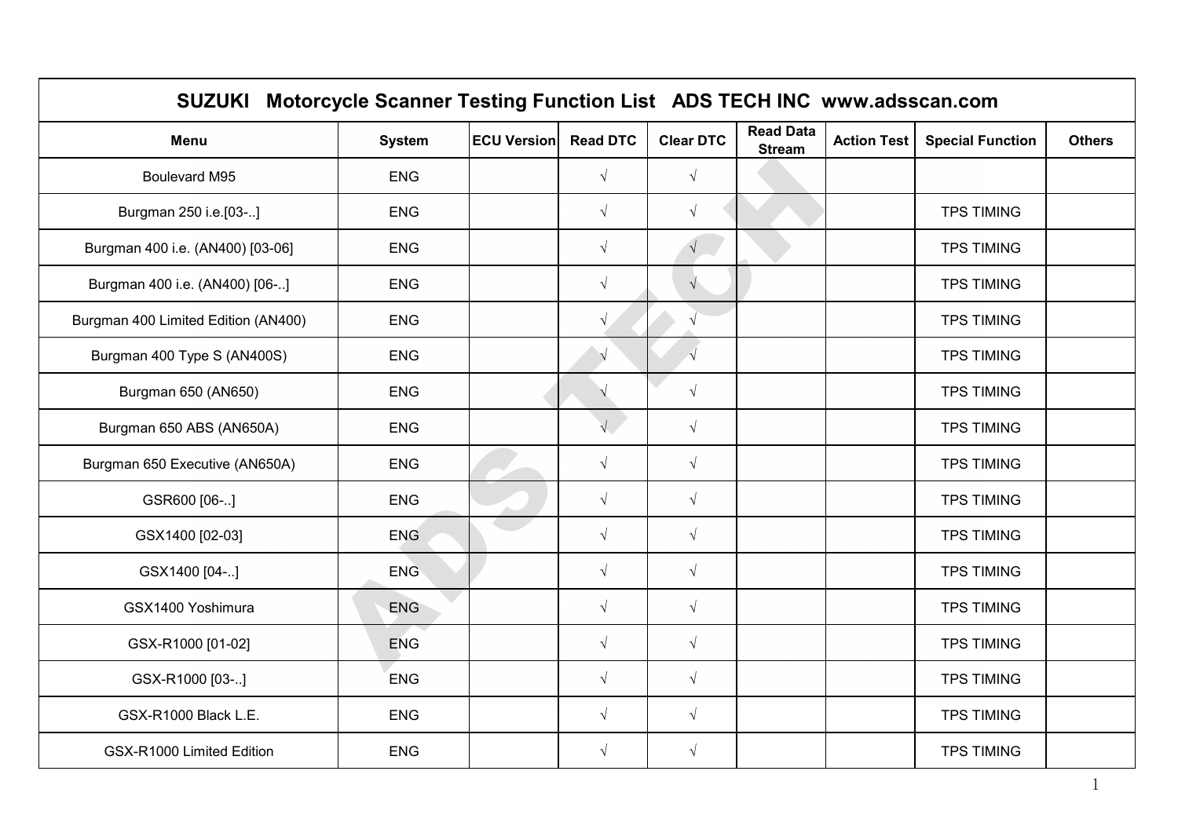# SUZUKI Motorcycle Scanner Testing Function List ADS TECH INC www.adsscan.com

| Menu | System | ECU Version | Read DTC | Clear DTC | Read Data Stream | Action Test | Special Function | Others |
|---|---|---|---|---|---|---|---|---|
| Boulevard M95 | ENG | | √ | √ | | | | |
| Burgman 250 i.e.[03-..] | ENG | | √ | √ | | | TPS TIMING | |
| Burgman 400 i.e. (AN400) [03-06] | ENG | | √ | √ | | | TPS TIMING | |
| Burgman 400 i.e. (AN400) [06-..] | ENG | | √ | √ | | | TPS TIMING | |
| Burgman 400 Limited Edition (AN400) | ENG | | √ | √ | | | TPS TIMING | |
| Burgman 400 Type S (AN400S) | ENG | | √ | √ | | | TPS TIMING | |
| Burgman 650 (AN650) | ENG | | √ | √ | | | TPS TIMING | |
| Burgman 650 ABS (AN650A) | ENG | | √ | √ | | | TPS TIMING | |
| Burgman 650 Executive (AN650A) | ENG | | √ | √ | | | TPS TIMING | |
| GSR600 [06-..] | ENG | | √ | √ | | | TPS TIMING | |
| GSX1400 [02-03] | ENG | | √ | √ | | | TPS TIMING | |
| GSX1400 [04-..] | ENG | | √ | √ | | | TPS TIMING | |
| GSX1400 Yoshimura | ENG | | √ | √ | | | TPS TIMING | |
| GSX-R1000 [01-02] | ENG | | √ | √ | | | TPS TIMING | |
| GSX-R1000 [03-..] | ENG | | √ | √ | | | TPS TIMING | |
| GSX-R1000 Black L.E. | ENG | | √ | √ | | | TPS TIMING | |
| GSX-R1000 Limited Edition | ENG | | √ | √ | | | TPS TIMING | |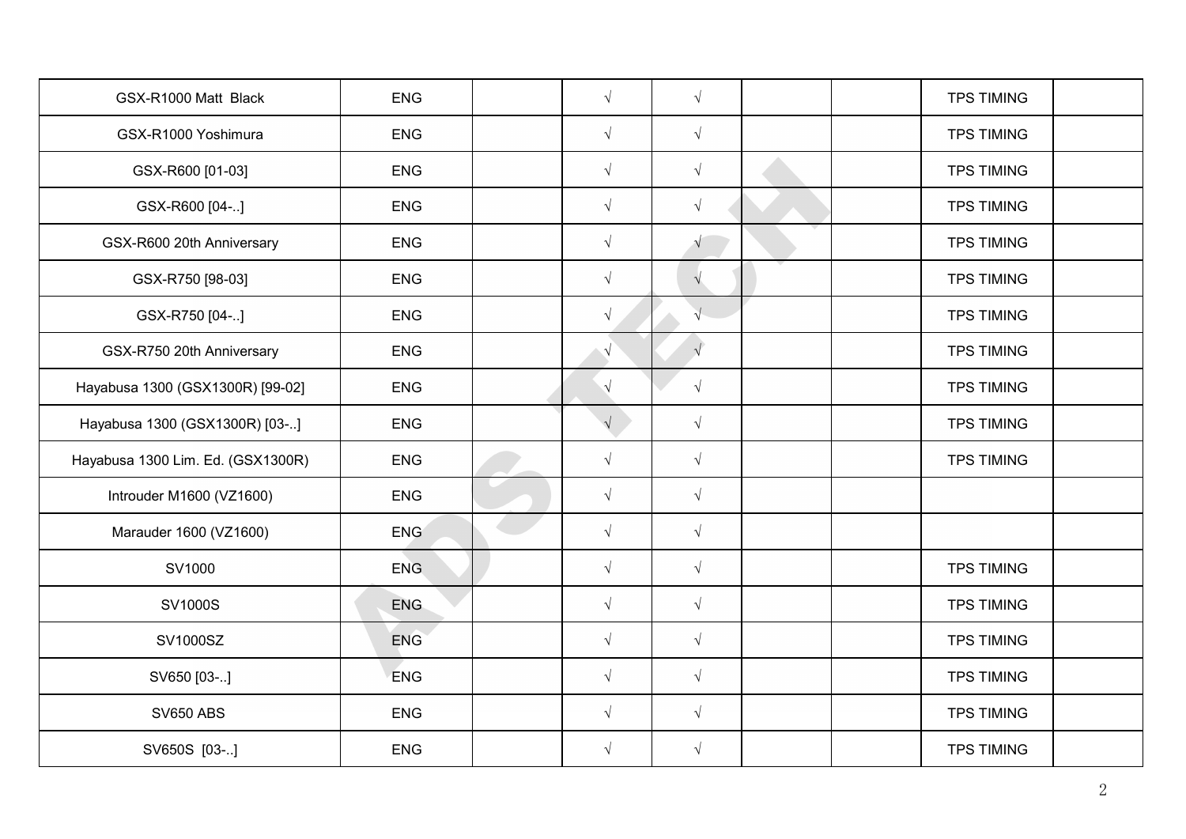| | | | | | | | | |
|---|---|---|---|---|---|---|---|---|
| GSX-R1000 Matt Black | ENG | | √ | √ | | | TPS TIMING | |
| GSX-R1000 Yoshimura | ENG | | √ | √ | | | TPS TIMING | |
| GSX-R600 [01-03] | ENG | | √ | √ | | | TPS TIMING | |
| GSX-R600 [04-..] | ENG | | √ | √ | | | TPS TIMING | |
| GSX-R600 20th Anniversary | ENG | | √ | √ | | | TPS TIMING | |
| GSX-R750 [98-03] | ENG | | √ | √ | | | TPS TIMING | |
| GSX-R750 [04-..] | ENG | | √ | √ | | | TPS TIMING | |
| GSX-R750 20th Anniversary | ENG | | √ | √ | | | TPS TIMING | |
| Hayabusa 1300 (GSX1300R) [99-02] | ENG | | √ | √ | | | TPS TIMING | |
| Hayabusa 1300 (GSX1300R) [03-..] | ENG | | √ | √ | | | TPS TIMING | |
| Hayabusa 1300 Lim. Ed. (GSX1300R) | ENG | | √ | √ | | | TPS TIMING | |
| Introuder M1600 (VZ1600) | ENG | | √ | √ | | | | |
| Marauder 1600 (VZ1600) | ENG | | √ | √ | | | | |
| SV1000 | ENG | | √ | √ | | | TPS TIMING | |
| SV1000S | ENG | | √ | √ | | | TPS TIMING | |
| SV1000SZ | ENG | | √ | √ | | | TPS TIMING | |
| SV650 [03-..] | ENG | | √ | √ | | | TPS TIMING | |
| SV650 ABS | ENG | | √ | √ | | | TPS TIMING | |
| SV650S [03-..] | ENG | | √ | √ | | | TPS TIMING | |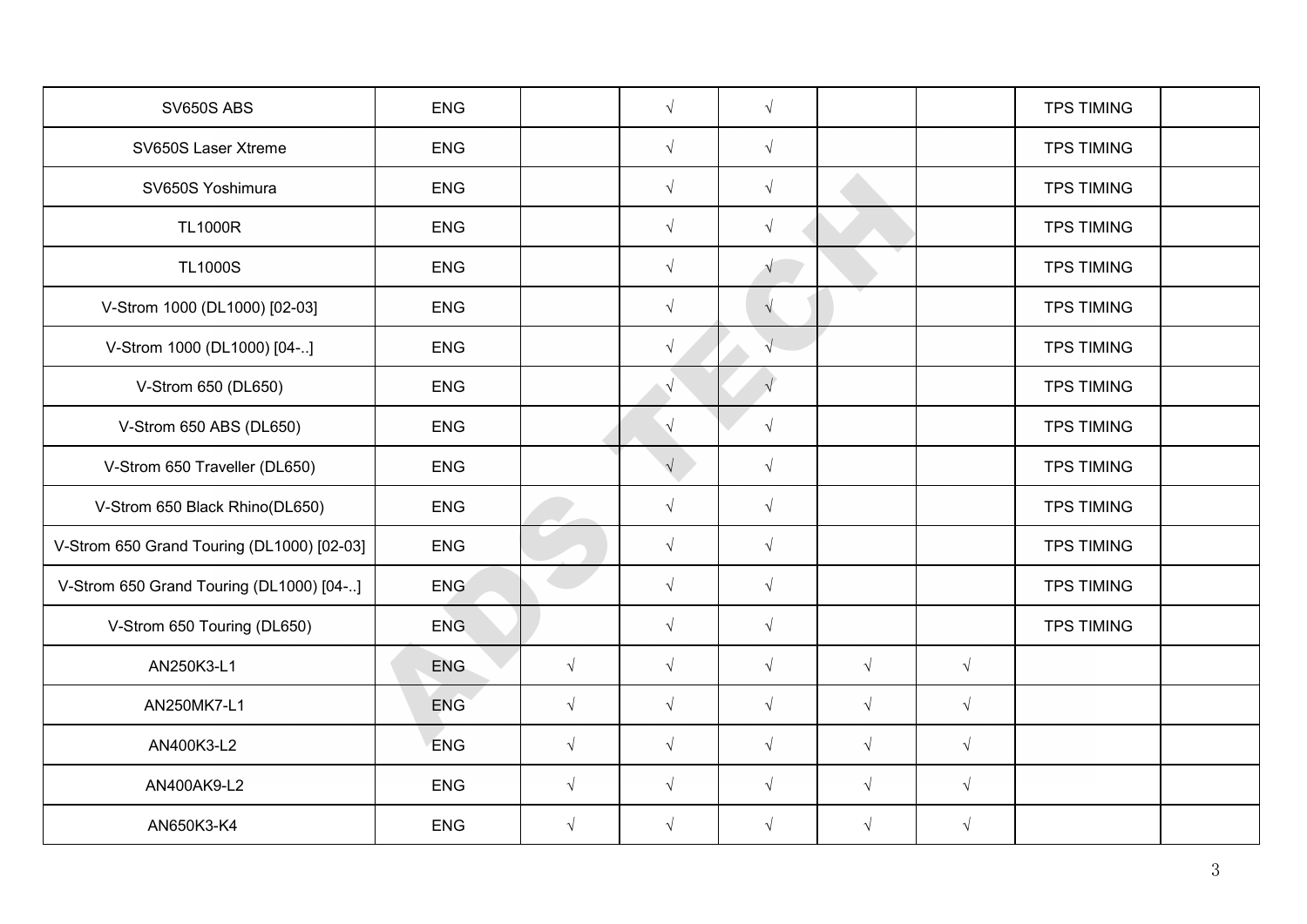| SV650S ABS | ENG | | √ | √ | | | TPS TIMING | |
|---|---|---|---|---|---|---|---|---|
| SV650S Laser Xtreme | ENG | | √ | √ | | | TPS TIMING | |
| SV650S Yoshimura | ENG | | √ | √ | | | TPS TIMING | |
| TL1000R | ENG | | √ | √ | | | TPS TIMING | |
| TL1000S | ENG | | √ | √ | | | TPS TIMING | |
| V-Strom 1000 (DL1000) [02-03] | ENG | | √ | √ | | | TPS TIMING | |
| V-Strom 1000 (DL1000) [04-..] | ENG | | √ | √ | | | TPS TIMING | |
| V-Strom 650 (DL650) | ENG | | √ | √ | | | TPS TIMING | |
| V-Strom 650 ABS (DL650) | ENG | | √ | √ | | | TPS TIMING | |
| V-Strom 650 Traveller (DL650) | ENG | | √ | √ | | | TPS TIMING | |
| V-Strom 650 Black Rhino(DL650) | ENG | | √ | √ | | | TPS TIMING | |
| V-Strom 650 Grand Touring (DL1000) [02-03] | ENG | | √ | √ | | | TPS TIMING | |
| V-Strom 650 Grand Touring (DL1000) [04-..] | ENG | | √ | √ | | | TPS TIMING | |
| V-Strom 650 Touring (DL650) | ENG | | √ | √ | | | TPS TIMING | |
| AN250K3-L1 | ENG | √ | √ | √ | √ | √ | | |
| AN250MK7-L1 | ENG | √ | √ | √ | √ | √ | | |
| AN400K3-L2 | ENG | √ | √ | √ | √ | √ | | |
| AN400AK9-L2 | ENG | √ | √ | √ | √ | √ | | |
| AN650K3-K4 | ENG | √ | √ | √ | √ | √ | | |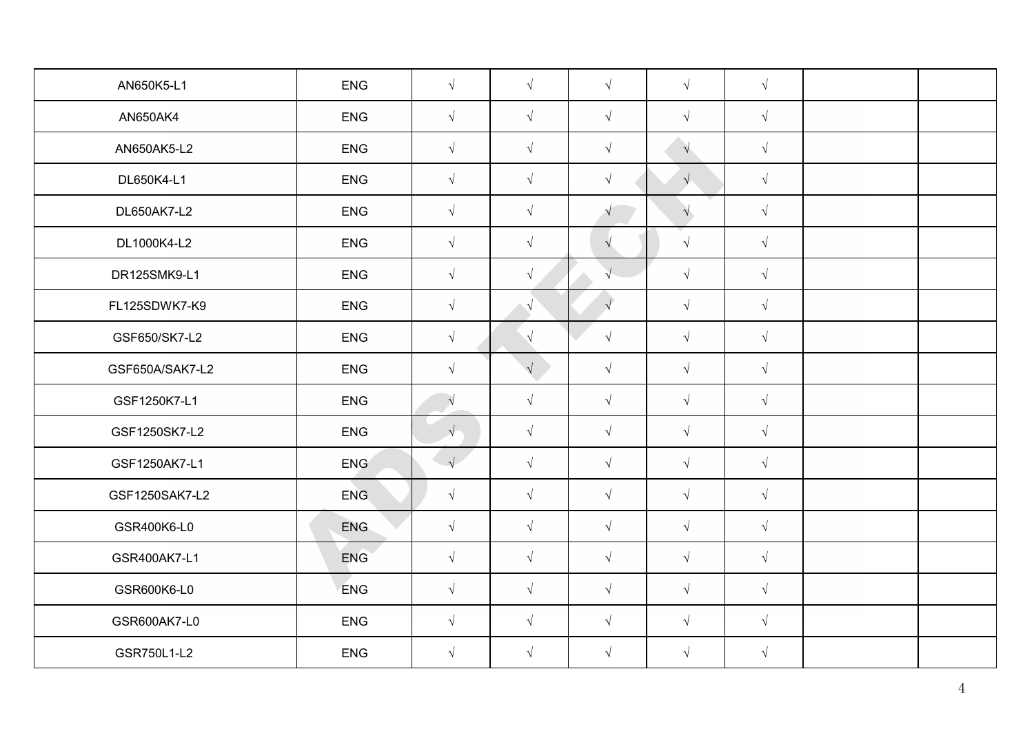| AN650K5-L1 | ENG | √ | √ | √ | √ | √ | | |
|---|---|---|---|---|---|---|---|---|
| AN650AK4 | ENG | √ | √ | √ | √ | √ | | |
| AN650AK5-L2 | ENG | √ | √ | √ | √ | √ | | |
| DL650K4-L1 | ENG | √ | √ | √ | √ | √ | | |
| DL650AK7-L2 | ENG | √ | √ | √ | √ | √ | | |
| DL1000K4-L2 | ENG | √ | √ | √ | √ | √ | | |
| DR125SMK9-L1 | ENG | √ | √ | √ | √ | √ | | |
| FL125SDWK7-K9 | ENG | √ | √ | √ | √ | √ | | |
| GSF650/SK7-L2 | ENG | √ | √ | √ | √ | √ | | |
| GSF650A/SAK7-L2 | ENG | √ | √ | √ | √ | √ | | |
| GSF1250K7-L1 | ENG | √ | √ | √ | √ | √ | | |
| GSF1250SK7-L2 | ENG | √ | √ | √ | √ | √ | | |
| GSF1250AK7-L1 | ENG | √ | √ | √ | √ | √ | | |
| GSF1250SAK7-L2 | ENG | √ | √ | √ | √ | √ | | |
| GSR400K6-L0 | ENG | √ | √ | √ | √ | √ | | |
| GSR400AK7-L1 | ENG | √ | √ | √ | √ | √ | | |
| GSR600K6-L0 | ENG | √ | √ | √ | √ | √ | | |
| GSR600AK7-L0 | ENG | √ | √ | √ | √ | √ | | |
| GSR750L1-L2 | ENG | √ | √ | √ | √ | √ | | |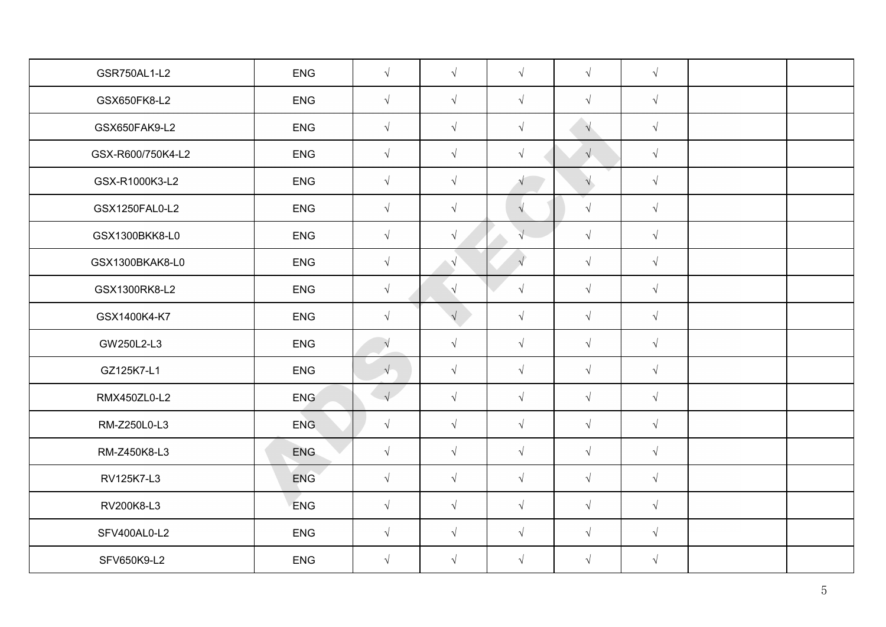| GSR750AL1-L2 | ENG | √ | √ | √ | √ | √ | | |
|---|---|---|---|---|---|---|---|---|
| GSX650FK8-L2 | ENG | √ | √ | √ | √ | √ | | |
| GSX650FAK9-L2 | ENG | √ | √ | √ | √ | √ | | |
| GSX-R600/750K4-L2 | ENG | √ | √ | √ | √ | √ | | |
| GSX-R1000K3-L2 | ENG | √ | √ | √ | √ | √ | | |
| GSX1250FAL0-L2 | ENG | √ | √ | √ | √ | √ | | |
| GSX1300BKK8-L0 | ENG | √ | √ | √ | √ | √ | | |
| GSX1300BKAK8-L0 | ENG | √ | √ | √ | √ | √ | | |
| GSX1300RK8-L2 | ENG | √ | √ | √ | √ | √ | | |
| GSX1400K4-K7 | ENG | √ | √ | √ | √ | √ | | |
| GW250L2-L3 | ENG | √ | √ | √ | √ | √ | | |
| GZ125K7-L1 | ENG | √ | √ | √ | √ | √ | | |
| RMX450ZL0-L2 | ENG | √ | √ | √ | √ | √ | | |
| RM-Z250L0-L3 | ENG | √ | √ | √ | √ | √ | | |
| RM-Z450K8-L3 | ENG | √ | √ | √ | √ | √ | | |
| RV125K7-L3 | ENG | √ | √ | √ | √ | √ | | |
| RV200K8-L3 | ENG | √ | √ | √ | √ | √ | | |
| SFV400AL0-L2 | ENG | √ | √ | √ | √ | √ | | |
| SFV650K9-L2 | ENG | √ | √ | √ | √ | √ | | |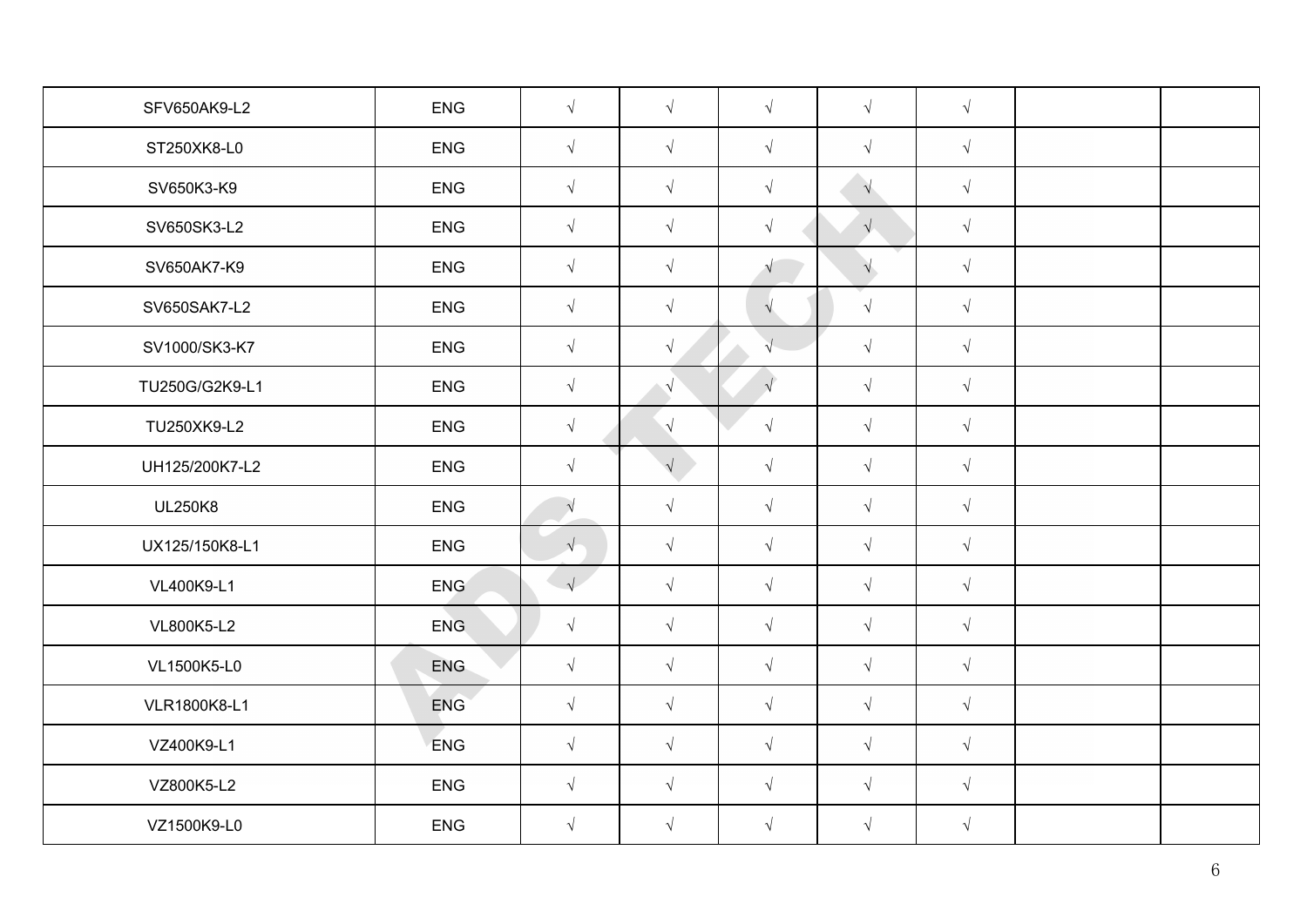| | | | | | | | | |
|---|---|---|---|---|---|---|---|---|
| SFV650AK9-L2 | ENG | √ | √ | √ | √ | √ | | |
| ST250XK8-L0 | ENG | √ | √ | √ | √ | √ | | |
| SV650K3-K9 | ENG | √ | √ | √ | √ | √ | | |
| SV650SK3-L2 | ENG | √ | √ | √ | √ | √ | | |
| SV650AK7-K9 | ENG | √ | √ | √ | √ | √ | | |
| SV650SAK7-L2 | ENG | √ | √ | √ | √ | √ | | |
| SV1000/SK3-K7 | ENG | √ | √ | √ | √ | √ | | |
| TU250G/G2K9-L1 | ENG | √ | √ | √ | √ | √ | | |
| TU250XK9-L2 | ENG | √ | √ | √ | √ | √ | | |
| UH125/200K7-L2 | ENG | √ | √ | √ | √ | √ | | |
| UL250K8 | ENG | √ | √ | √ | √ | √ | | |
| UX125/150K8-L1 | ENG | √ | √ | √ | √ | √ | | |
| VL400K9-L1 | ENG | √ | √ | √ | √ | √ | | |
| VL800K5-L2 | ENG | √ | √ | √ | √ | √ | | |
| VL1500K5-L0 | ENG | √ | √ | √ | √ | √ | | |
| VLR1800K8-L1 | ENG | √ | √ | √ | √ | √ | | |
| VZ400K9-L1 | ENG | √ | √ | √ | √ | √ | | |
| VZ800K5-L2 | ENG | √ | √ | √ | √ | √ | | |
| VZ1500K9-L0 | ENG | √ | √ | √ | √ | √ | | |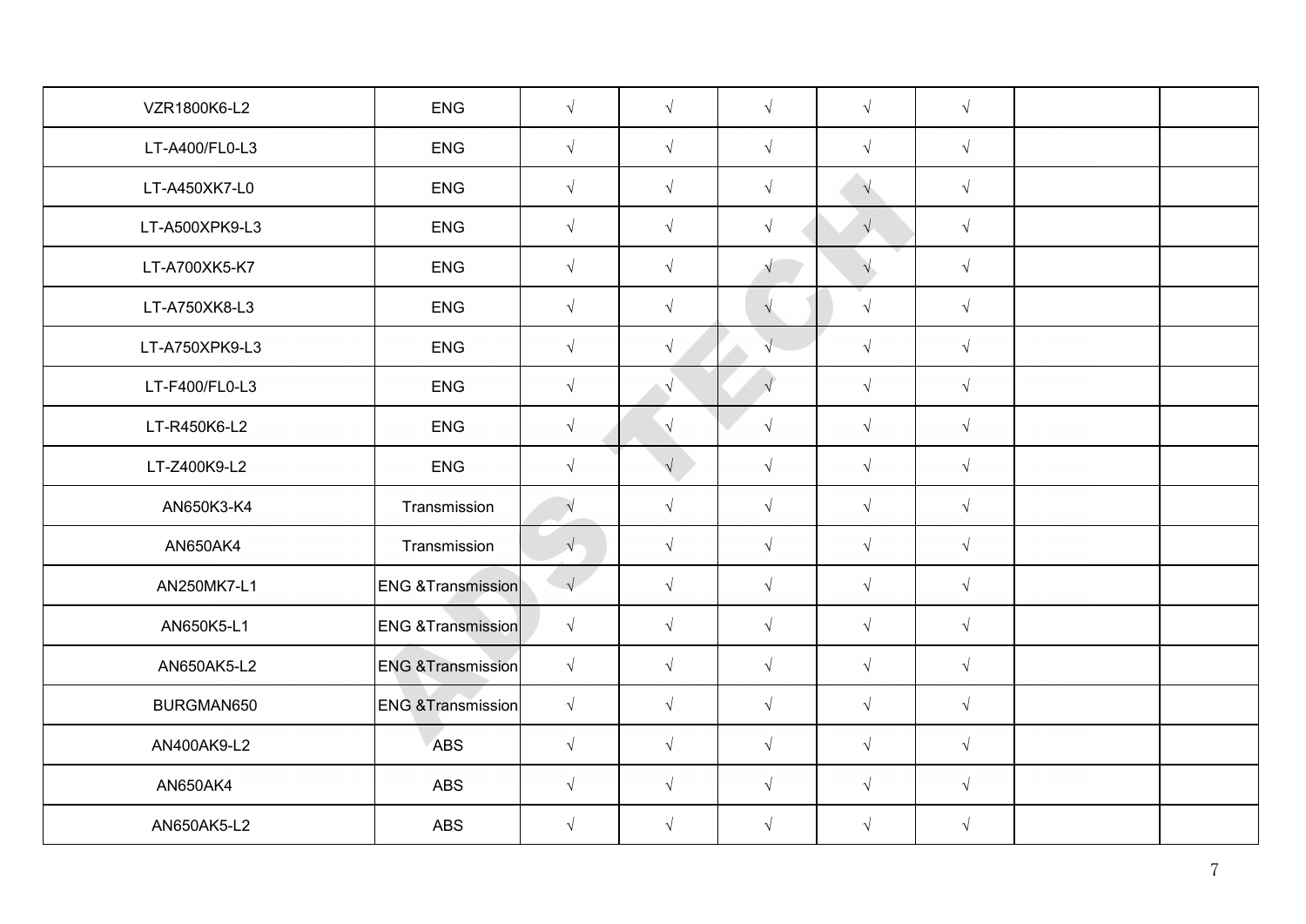| | | | | | | | | |
|---|---|---|---|---|---|---|---|---|
| VZR1800K6-L2 | ENG | √ | √ | √ | √ | √ | | |
| LT-A400/FL0-L3 | ENG | √ | √ | √ | √ | √ | | |
| LT-A450XK7-L0 | ENG | √ | √ | √ | √ | √ | | |
| LT-A500XPK9-L3 | ENG | √ | √ | √ | √ | √ | | |
| LT-A700XK5-K7 | ENG | √ | √ | √ | √ | √ | | |
| LT-A750XK8-L3 | ENG | √ | √ | √ | √ | √ | | |
| LT-A750XPK9-L3 | ENG | √ | √ | √ | √ | √ | | |
| LT-F400/FL0-L3 | ENG | √ | √ | √ | √ | √ | | |
| LT-R450K6-L2 | ENG | √ | √ | √ | √ | √ | | |
| LT-Z400K9-L2 | ENG | √ | √ | √ | √ | √ | | |
| AN650K3-K4 | Transmission | √ | √ | √ | √ | √ | | |
| AN650AK4 | Transmission | √ | √ | √ | √ | √ | | |
| AN250MK7-L1 | ENG &Transmission | √ | √ | √ | √ | √ | | |
| AN650K5-L1 | ENG &Transmission | √ | √ | √ | √ | √ | | |
| AN650AK5-L2 | ENG &Transmission | √ | √ | √ | √ | √ | | |
| BURGMAN650 | ENG &Transmission | √ | √ | √ | √ | √ | | |
| AN400AK9-L2 | ABS | √ | √ | √ | √ | √ | | |
| AN650AK4 | ABS | √ | √ | √ | √ | √ | | |
| AN650AK5-L2 | ABS | √ | √ | √ | √ | √ | | |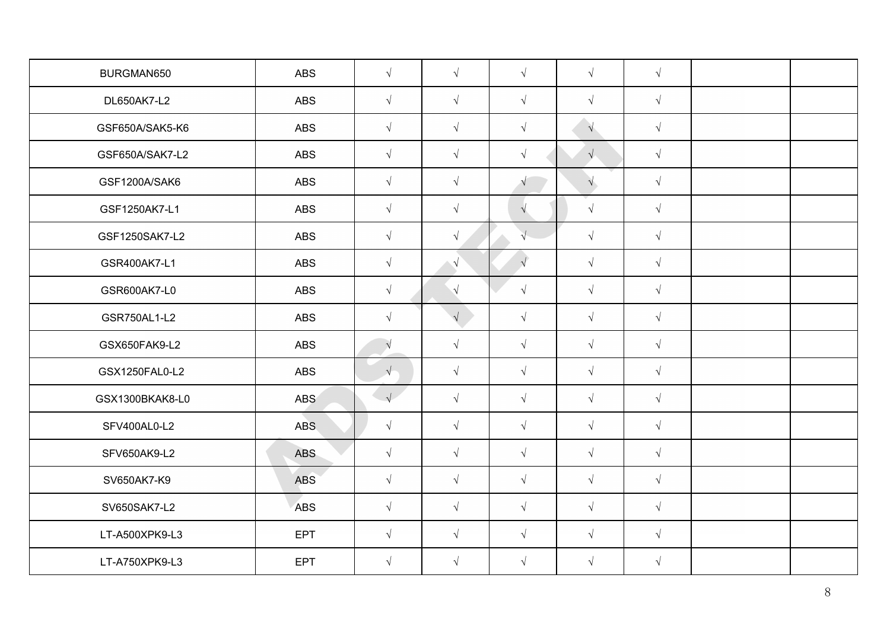| | | | | | | | | |
|---|---|---|---|---|---|---|---|---|
| BURGMAN650 | ABS | √ | √ | √ | √ | √ | | |
| DL650AK7-L2 | ABS | √ | √ | √ | √ | √ | | |
| GSF650A/SAK5-K6 | ABS | √ | √ | √ | √ | √ | | |
| GSF650A/SAK7-L2 | ABS | √ | √ | √ | √ | √ | | |
| GSF1200A/SAK6 | ABS | √ | √ | √ | √ | √ | | |
| GSF1250AK7-L1 | ABS | √ | √ | √ | √ | √ | | |
| GSF1250SAK7-L2 | ABS | √ | √ | √ | √ | √ | | |
| GSR400AK7-L1 | ABS | √ | √ | √ | √ | √ | | |
| GSR600AK7-L0 | ABS | √ | √ | √ | √ | √ | | |
| GSR750AL1-L2 | ABS | √ | √ | √ | √ | √ | | |
| GSX650FAK9-L2 | ABS | √ | √ | √ | √ | √ | | |
| GSX1250FAL0-L2 | ABS | √ | √ | √ | √ | √ | | |
| GSX1300BKAK8-L0 | ABS | √ | √ | √ | √ | √ | | |
| SFV400AL0-L2 | ABS | √ | √ | √ | √ | √ | | |
| SFV650AK9-L2 | ABS | √ | √ | √ | √ | √ | | |
| SV650AK7-K9 | ABS | √ | √ | √ | √ | √ | | |
| SV650SAK7-L2 | ABS | √ | √ | √ | √ | √ | | |
| LT-A500XPK9-L3 | EPT | √ | √ | √ | √ | √ | | |
| LT-A750XPK9-L3 | EPT | √ | √ | √ | √ | √ | | |